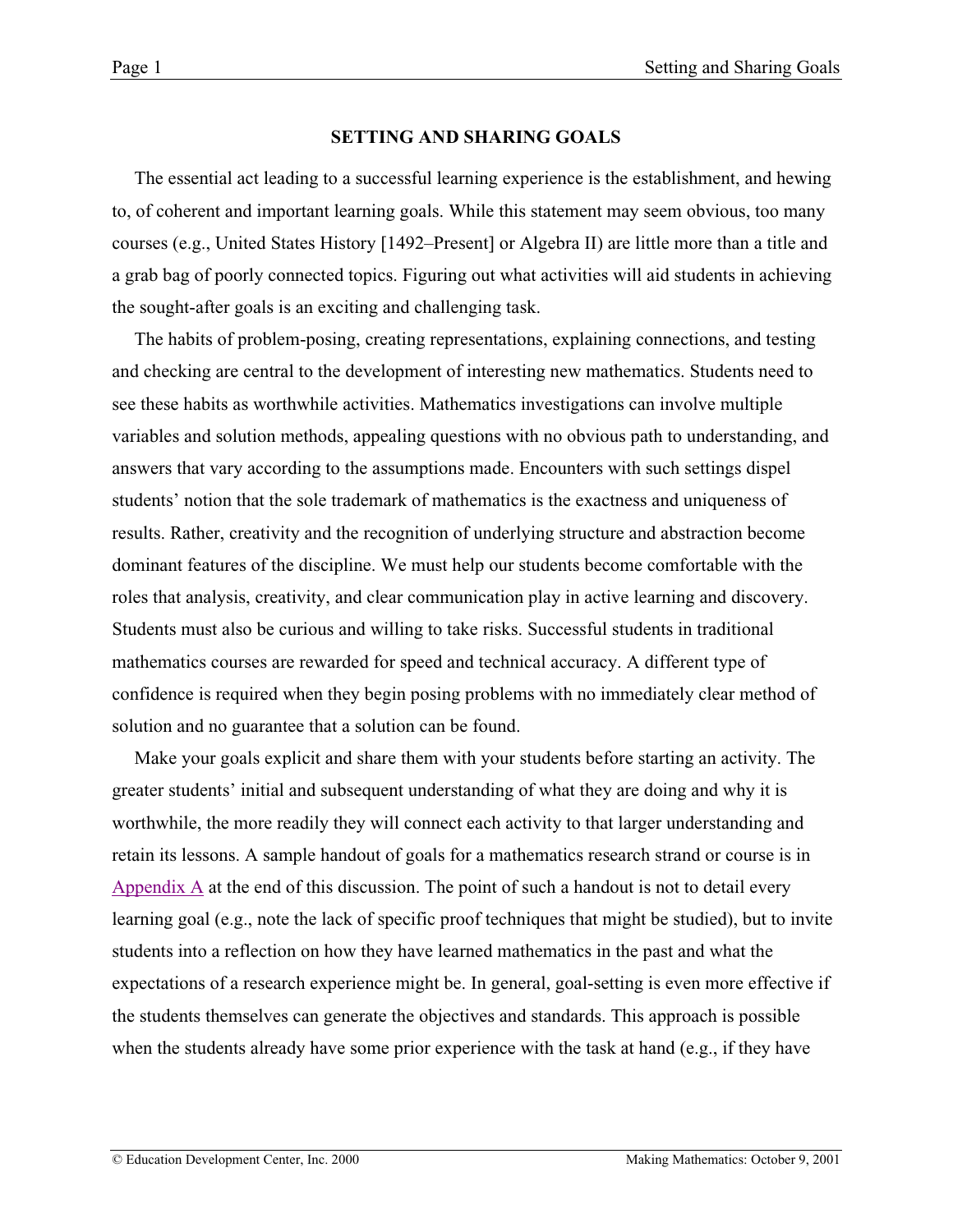# SETTING AND SHARING GOALS

The essential act leading to a successful learning experience is the establishment, and hewing to, of coherent and important learning goals. While this statement may seem obvious, too many courses (e.g., United States History [1492–Present] or Algebra II) are little more than a title and a grab bag of poorly connected topics. Figuring out what activities will aid students in achieving the sought-after goals is an exciting and challenging task.

The habits of problem-posing, creating representations, explaining connections, and testing and checking are central to the development of interesting new mathematics. Students need to see these habits as worthwhile activities. Mathematics investigations can involve multiple variables and solution methods, appealing questions with no obvious path to understanding, and answers that vary according to the assumptions made. Encounters with such settings dispel students' notion that the sole trademark of mathematics is the exactness and uniqueness of results. Rather, creativity and the recognition of underlying structure and abstraction become dominant features of the discipline. We must help our students become comfortable with the roles that analysis, creativity, and clear communication play in active learning and discovery. Students must also be curious and willing to take risks. Successful students in traditional mathematics courses are rewarded for speed and technical accuracy. A different type of confidence is required when they begin posing problems with no immediately clear method of solution and no guarantee that a solution can be found.

Make your goals explicit and share them with your students before starting an activity. The greater students' initial and subsequent understanding of what they are doing and why it is worthwhile, the more readily they will connect each activity to that larger understanding and retain its lessons. A sample handout of goals for a mathematics research strand or course is in Appendix A at the end of this discussion. The point of such a handout is not to detail every learning goal (e.g., note the lack of specific proof techniques that might be studied), but to invite students into a reflection on how they have learned mathematics in the past and what the expectations of a research experience might be. In general, goal-setting is even more effective if the students themselves can generate the objectives and standards. This approach is possible when the students already have some prior experience with the task at hand (e.g., if they have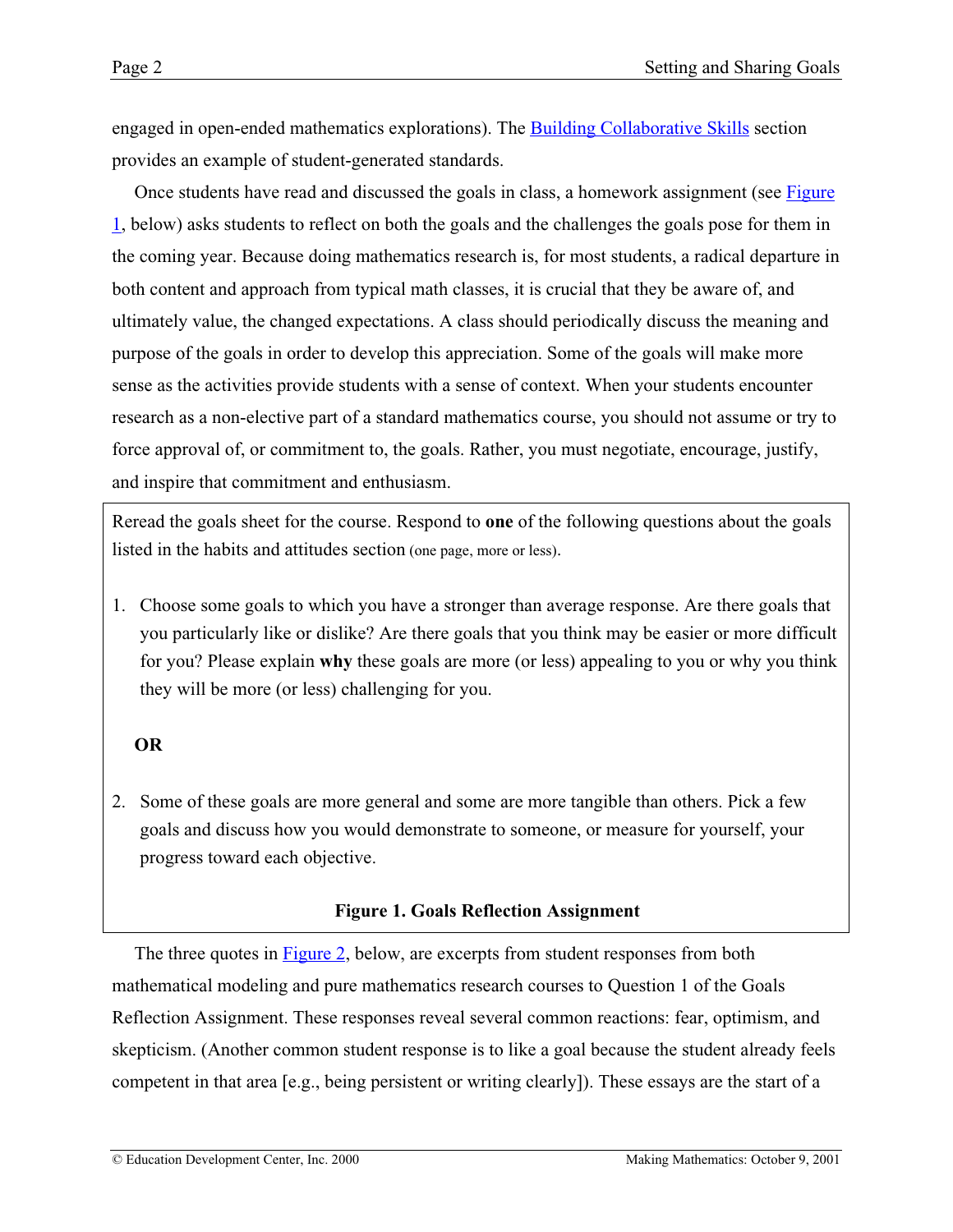engaged in open-ended mathematics explorations). The [Building Collaborative Skills] section provides an example of student-generated standards.

Once students have read and discussed the goals in class, a homework assignment (see [Figure 1], below) asks students to reflect on both the goals and the challenges the goals pose for them in the coming year. Because doing mathematics research is, for most students, a radical departure in both content and approach from typical math classes, it is crucial that they be aware of, and ultimately value, the changed expectations. A class should periodically discuss the meaning and purpose of the goals in order to develop this appreciation. Some of the goals will make more sense as the activities provide students with a sense of context. When your students encounter research as a non-elective part of a standard mathematics course, you should not assume or try to force approval of, or commitment to, the goals. Rather, you must negotiate, encourage, justify, and inspire that commitment and enthusiasm.

> Reread the goals sheet for the course. Respond to **one** of the following questions about the goals listed in the habits and attitudes section (one page, more or less).
>
> 1. Choose some goals to which you have a stronger than average response. Are there goals that you particularly like or dislike? Are there goals that you think may be easier or more difficult for you? Please explain **why** these goals are more (or less) appealing to you or why you think they will be more (or less) challenging for you.
>
> **OR**
>
> 2. Some of these goals are more general and some are more tangible than others. Pick a few goals and discuss how you would demonstrate to someone, or measure for yourself, your progress toward each objective.
>
> **Figure 1. Goals Reflection Assignment**

The three quotes in [Figure 2], below, are excerpts from student responses from both mathematical modeling and pure mathematics research courses to Question 1 of the Goals Reflection Assignment. These responses reveal several common reactions: fear, optimism, and skepticism. (Another common student response is to like a goal because the student already feels competent in that area [e.g., being persistent or writing clearly]). These essays are the start of a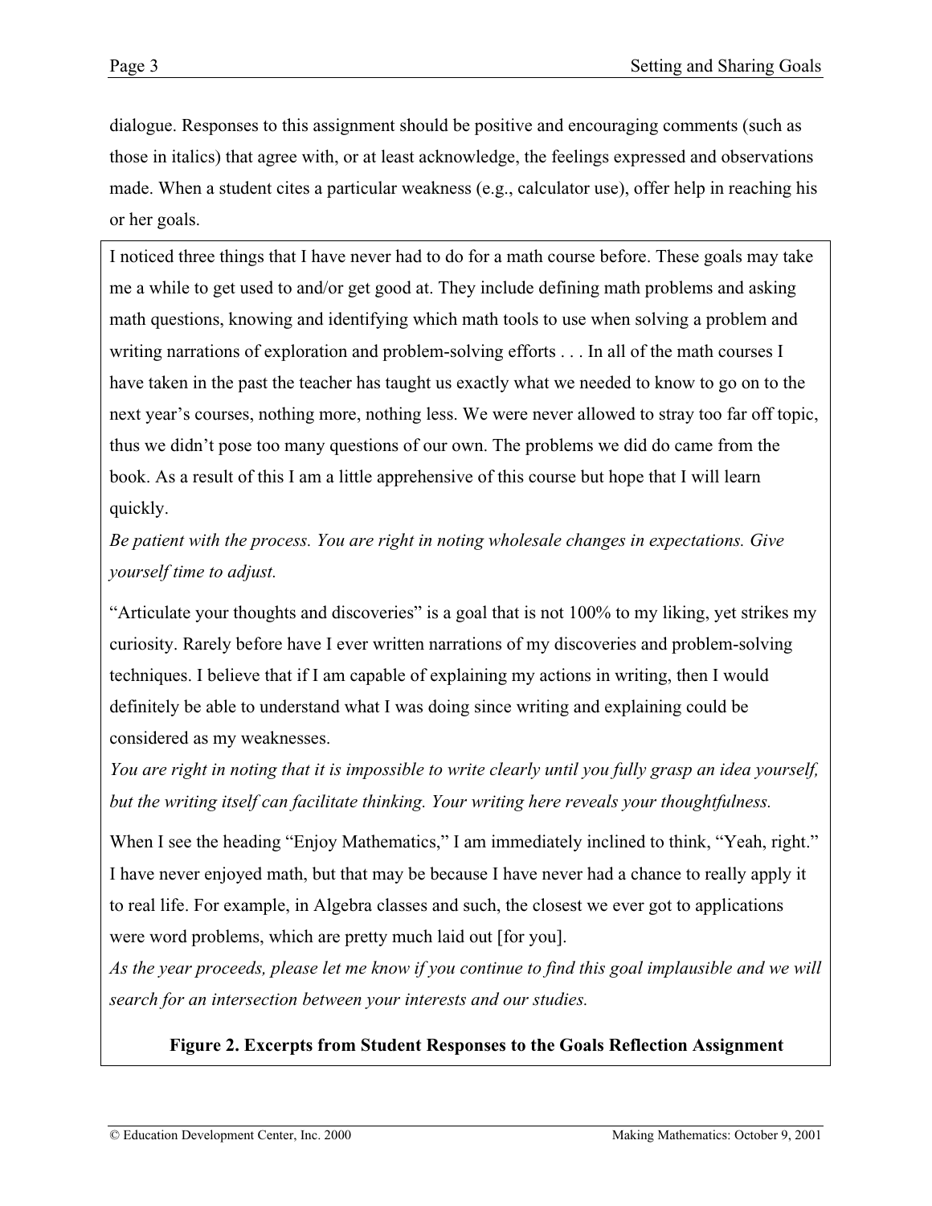dialogue. Responses to this assignment should be positive and encouraging comments (such as those in italics) that agree with, or at least acknowledge, the feelings expressed and observations made. When a student cites a particular weakness (e.g., calculator use), offer help in reaching his or her goals.

I noticed three things that I have never had to do for a math course before. These goals may take me a while to get used to and/or get good at. They include defining math problems and asking math questions, knowing and identifying which math tools to use when solving a problem and writing narrations of exploration and problem-solving efforts . . . In all of the math courses I have taken in the past the teacher has taught us exactly what we needed to know to go on to the next year's courses, nothing more, nothing less. We were never allowed to stray too far off topic, thus we didn't pose too many questions of our own. The problems we did do came from the book. As a result of this I am a little apprehensive of this course but hope that I will learn quickly.

*Be patient with the process. You are right in noting wholesale changes in expectations. Give yourself time to adjust.*

"Articulate your thoughts and discoveries" is a goal that is not 100% to my liking, yet strikes my curiosity. Rarely before have I ever written narrations of my discoveries and problem-solving techniques. I believe that if I am capable of explaining my actions in writing, then I would definitely be able to understand what I was doing since writing and explaining could be considered as my weaknesses.

*You are right in noting that it is impossible to write clearly until you fully grasp an idea yourself, but the writing itself can facilitate thinking. Your writing here reveals your thoughtfulness.*

When I see the heading "Enjoy Mathematics," I am immediately inclined to think, "Yeah, right." I have never enjoyed math, but that may be because I have never had a chance to really apply it to real life. For example, in Algebra classes and such, the closest we ever got to applications were word problems, which are pretty much laid out [for you].

*As the year proceeds, please let me know if you continue to find this goal implausible and we will search for an intersection between your interests and our studies.*

**Figure 2. Excerpts from Student Responses to the Goals Reflection Assignment**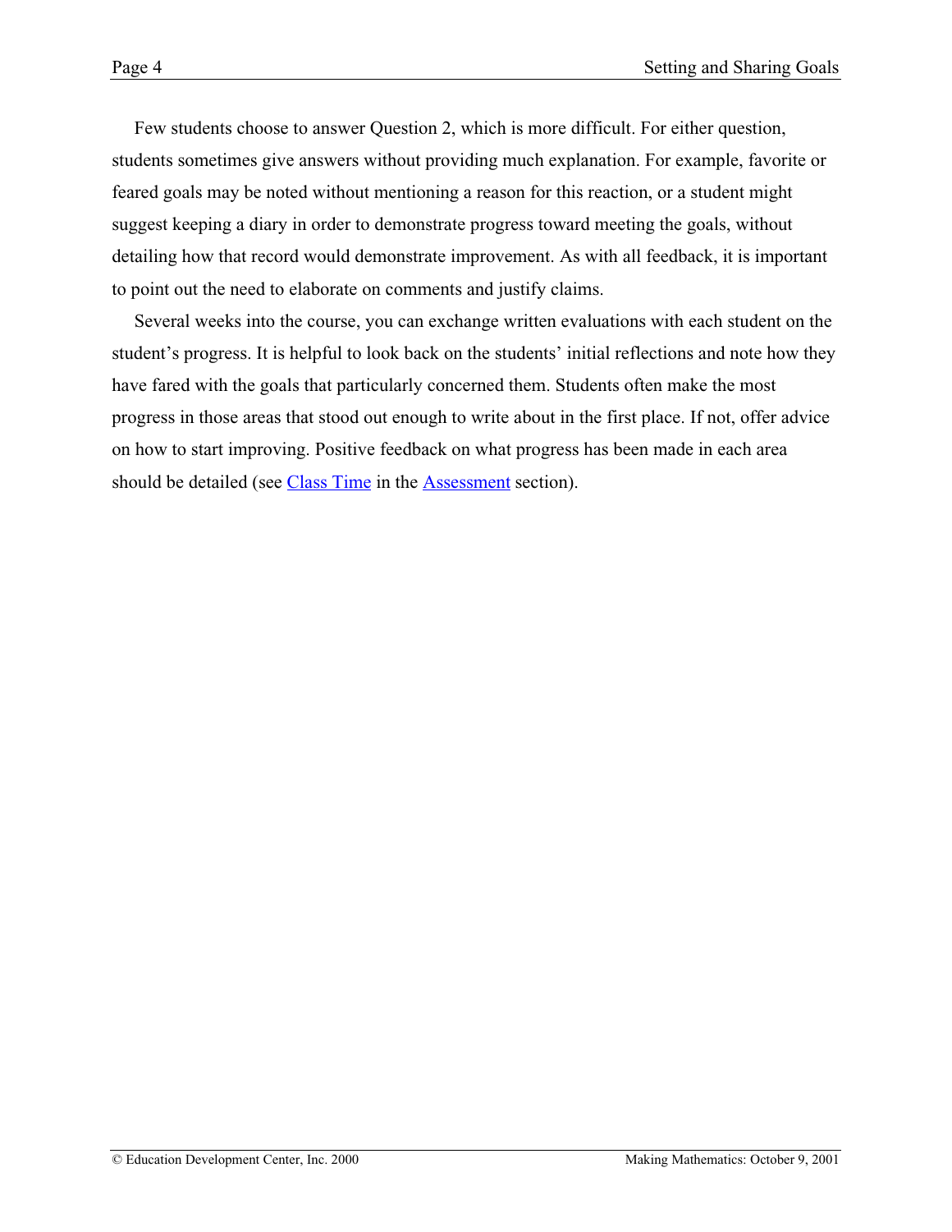Few students choose to answer Question 2, which is more difficult. For either question, students sometimes give answers without providing much explanation. For example, favorite or feared goals may be noted without mentioning a reason for this reaction, or a student might suggest keeping a diary in order to demonstrate progress toward meeting the goals, without detailing how that record would demonstrate improvement. As with all feedback, it is important to point out the need to elaborate on comments and justify claims.

Several weeks into the course, you can exchange written evaluations with each student on the student's progress. It is helpful to look back on the students' initial reflections and note how they have fared with the goals that particularly concerned them. Students often make the most progress in those areas that stood out enough to write about in the first place. If not, offer advice on how to start improving. Positive feedback on what progress has been made in each area should be detailed (see Class Time in the Assessment section).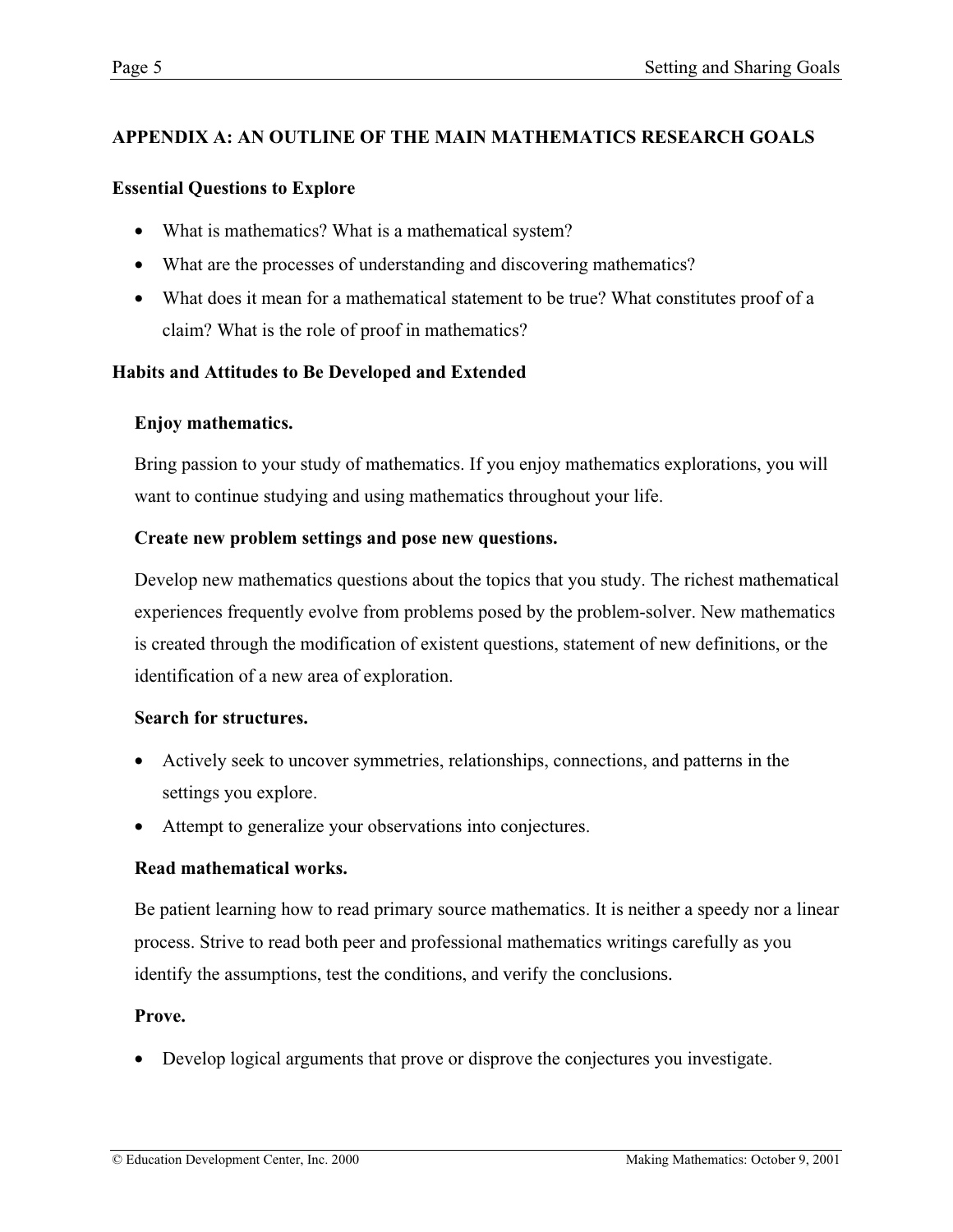## APPENDIX A: AN OUTLINE OF THE MAIN MATHEMATICS RESEARCH GOALS

### Essential Questions to Explore

- What is mathematics? What is a mathematical system?
- What are the processes of understanding and discovering mathematics?
- What does it mean for a mathematical statement to be true? What constitutes proof of a claim? What is the role of proof in mathematics?

### Habits and Attitudes to Be Developed and Extended

#### Enjoy mathematics.

Bring passion to your study of mathematics. If you enjoy mathematics explorations, you will want to continue studying and using mathematics throughout your life.

#### Create new problem settings and pose new questions.

Develop new mathematics questions about the topics that you study. The richest mathematical experiences frequently evolve from problems posed by the problem-solver. New mathematics is created through the modification of existent questions, statement of new definitions, or the identification of a new area of exploration.

#### Search for structures.

- Actively seek to uncover symmetries, relationships, connections, and patterns in the settings you explore.
- Attempt to generalize your observations into conjectures.

#### Read mathematical works.

Be patient learning how to read primary source mathematics. It is neither a speedy nor a linear process. Strive to read both peer and professional mathematics writings carefully as you identify the assumptions, test the conditions, and verify the conclusions.

#### Prove.

- Develop logical arguments that prove or disprove the conjectures you investigate.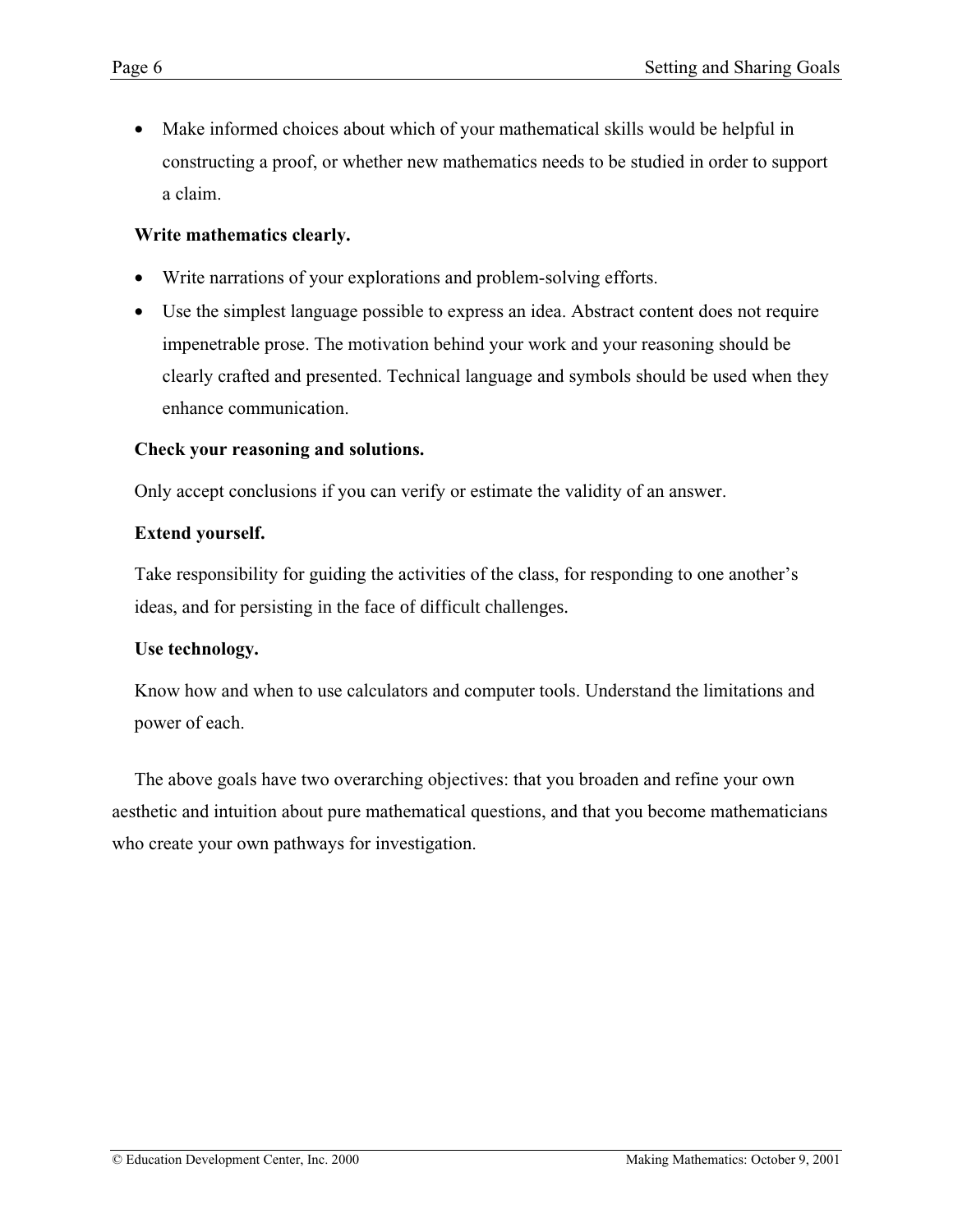- Make informed choices about which of your mathematical skills would be helpful in constructing a proof, or whether new mathematics needs to be studied in order to support a claim.

**Write mathematics clearly.**

- Write narrations of your explorations and problem-solving efforts.
- Use the simplest language possible to express an idea. Abstract content does not require impenetrable prose. The motivation behind your work and your reasoning should be clearly crafted and presented. Technical language and symbols should be used when they enhance communication.

**Check your reasoning and solutions.**

Only accept conclusions if you can verify or estimate the validity of an answer.

**Extend yourself.**

Take responsibility for guiding the activities of the class, for responding to one another's ideas, and for persisting in the face of difficult challenges.

**Use technology.**

Know how and when to use calculators and computer tools. Understand the limitations and power of each.

The above goals have two overarching objectives: that you broaden and refine your own aesthetic and intuition about pure mathematical questions, and that you become mathematicians who create your own pathways for investigation.